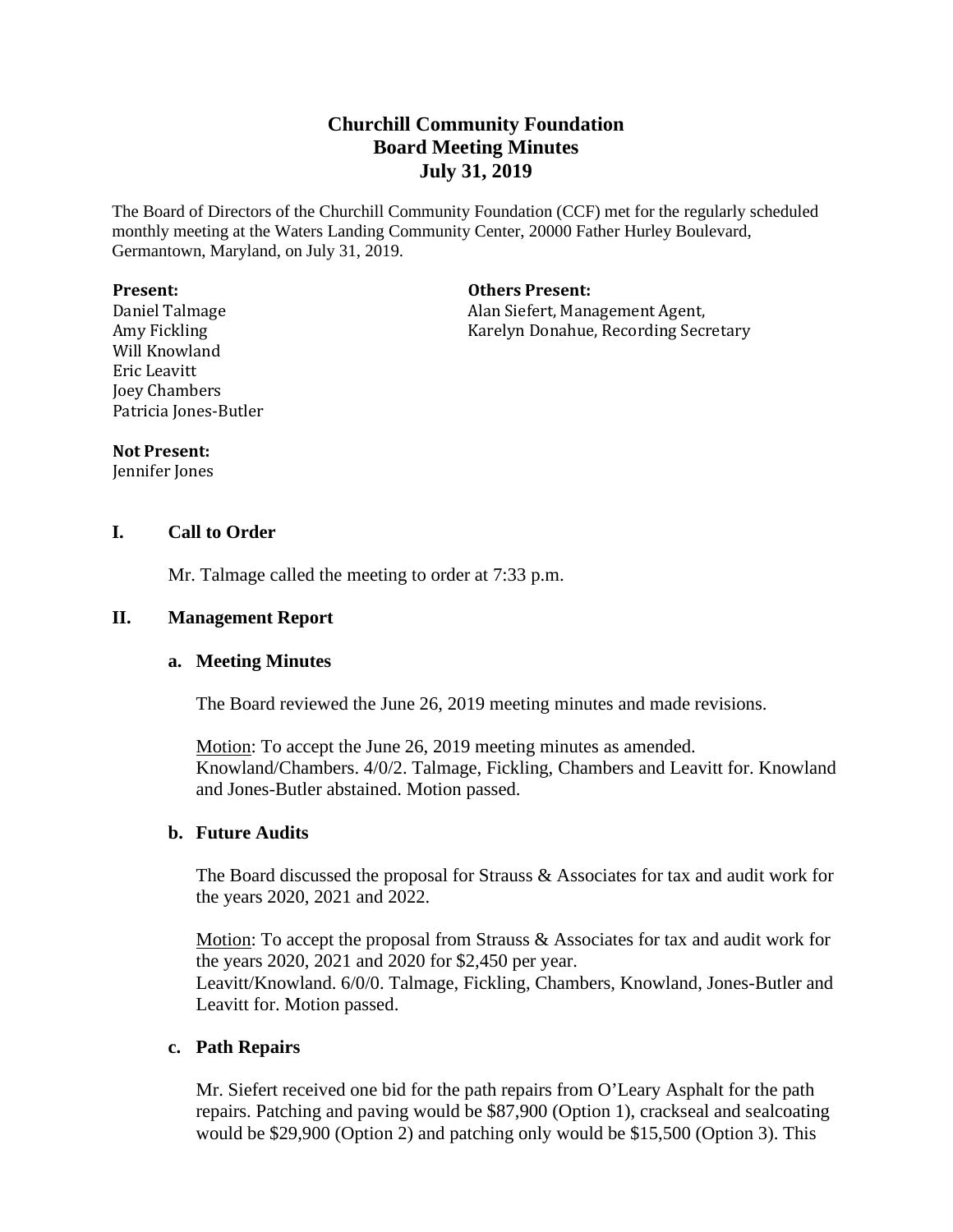# Churchill Community Foundation
# Board Meeting Minutes
# July 31, 2019

The Board of Directors of the Churchill Community Foundation (CCF) met for the regularly scheduled monthly meeting at the Waters Landing Community Center, 20000 Father Hurley Boulevard, Germantown, Maryland, on July 31, 2019.

**Present:**
Daniel Talmage
Amy Fickling
Will Knowland
Eric Leavitt
Joey Chambers
Patricia Jones-Butler

**Others Present:**
Alan Siefert, Management Agent,
Karelyn Donahue, Recording Secretary

**Not Present:**
Jennifer Jones

## I. Call to Order

Mr. Talmage called the meeting to order at 7:33 p.m.

## II. Management Report

### a. Meeting Minutes

The Board reviewed the June 26, 2019 meeting minutes and made revisions.

Motion: To accept the June 26, 2019 meeting minutes as amended. Knowland/Chambers. 4/0/2. Talmage, Fickling, Chambers and Leavitt for. Knowland and Jones-Butler abstained. Motion passed.

### b. Future Audits

The Board discussed the proposal for Strauss & Associates for tax and audit work for the years 2020, 2021 and 2022.

Motion: To accept the proposal from Strauss & Associates for tax and audit work for the years 2020, 2021 and 2020 for $2,450 per year.
Leavitt/Knowland. 6/0/0. Talmage, Fickling, Chambers, Knowland, Jones-Butler and Leavitt for. Motion passed.

### c. Path Repairs

Mr. Siefert received one bid for the path repairs from O'Leary Asphalt for the path repairs. Patching and paving would be $87,900 (Option 1), crackseal and sealcoating would be $29,900 (Option 2) and patching only would be $15,500 (Option 3). This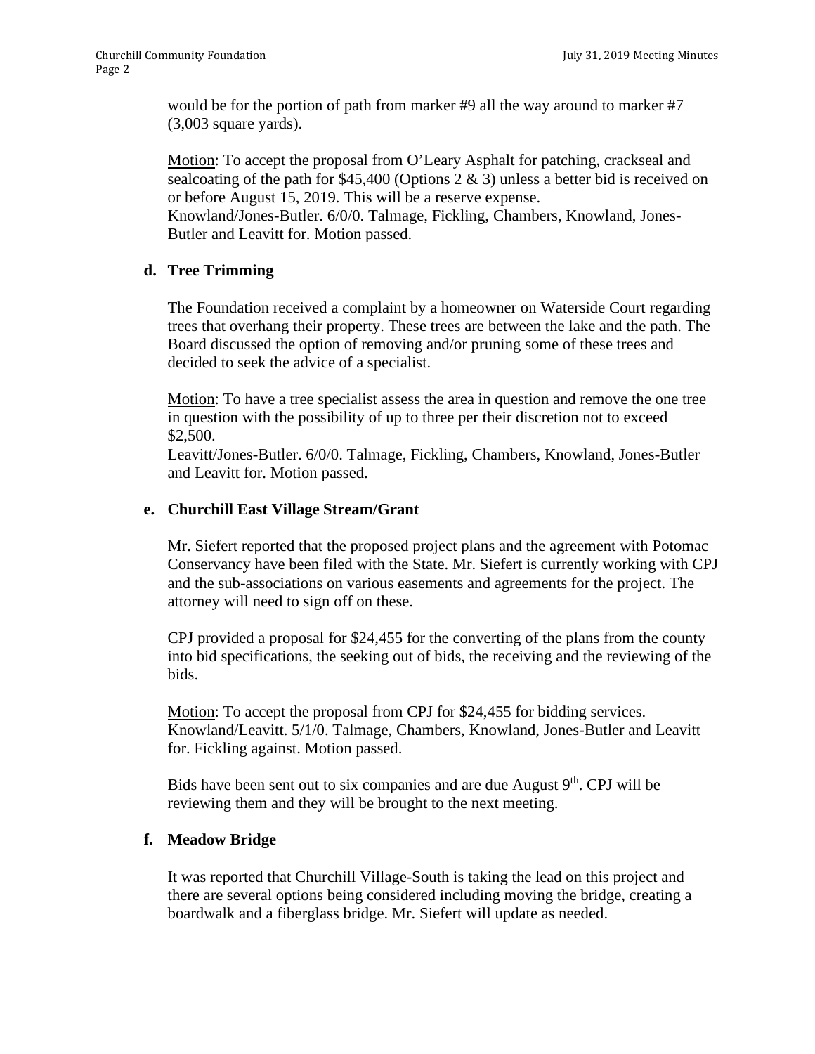would be for the portion of path from marker #9 all the way around to marker #7 (3,003 square yards).

Motion: To accept the proposal from O'Leary Asphalt for patching, crackseal and sealcoating of the path for $45,400 (Options 2 & 3) unless a better bid is received on or before August 15, 2019. This will be a reserve expense.
Knowland/Jones-Butler. 6/0/0. Talmage, Fickling, Chambers, Knowland, Jones-Butler and Leavitt for. Motion passed.

**d. Tree Trimming**

The Foundation received a complaint by a homeowner on Waterside Court regarding trees that overhang their property. These trees are between the lake and the path. The Board discussed the option of removing and/or pruning some of these trees and decided to seek the advice of a specialist.

Motion: To have a tree specialist assess the area in question and remove the one tree in question with the possibility of up to three per their discretion not to exceed $2,500.
Leavitt/Jones-Butler. 6/0/0. Talmage, Fickling, Chambers, Knowland, Jones-Butler and Leavitt for. Motion passed.

**e. Churchill East Village Stream/Grant**

Mr. Siefert reported that the proposed project plans and the agreement with Potomac Conservancy have been filed with the State. Mr. Siefert is currently working with CPJ and the sub-associations on various easements and agreements for the project. The attorney will need to sign off on these.

CPJ provided a proposal for $24,455 for the converting of the plans from the county into bid specifications, the seeking out of bids, the receiving and the reviewing of the bids.

Motion: To accept the proposal from CPJ for $24,455 for bidding services.
Knowland/Leavitt. 5/1/0. Talmage, Chambers, Knowland, Jones-Butler and Leavitt for. Fickling against. Motion passed.

Bids have been sent out to six companies and are due August 9th. CPJ will be reviewing them and they will be brought to the next meeting.

**f. Meadow Bridge**

It was reported that Churchill Village-South is taking the lead on this project and there are several options being considered including moving the bridge, creating a boardwalk and a fiberglass bridge. Mr. Siefert will update as needed.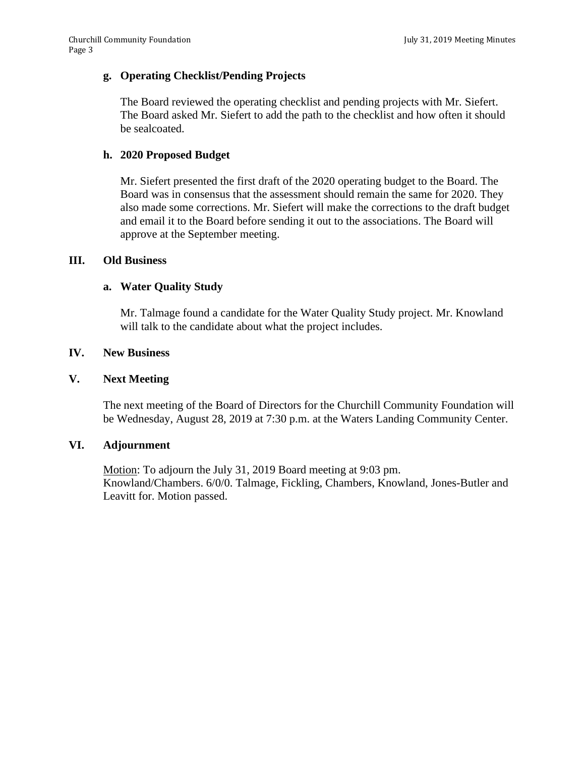### g. Operating Checklist/Pending Projects

The Board reviewed the operating checklist and pending projects with Mr. Siefert. The Board asked Mr. Siefert to add the path to the checklist and how often it should be sealcoated.

### h. 2020 Proposed Budget

Mr. Siefert presented the first draft of the 2020 operating budget to the Board. The Board was in consensus that the assessment should remain the same for 2020. They also made some corrections. Mr. Siefert will make the corrections to the draft budget and email it to the Board before sending it out to the associations. The Board will approve at the September meeting.

## III. Old Business

### a. Water Quality Study

Mr. Talmage found a candidate for the Water Quality Study project. Mr. Knowland will talk to the candidate about what the project includes.

## IV. New Business

## V. Next Meeting

The next meeting of the Board of Directors for the Churchill Community Foundation will be Wednesday, August 28, 2019 at 7:30 p.m. at the Waters Landing Community Center.

## VI. Adjournment

Motion: To adjourn the July 31, 2019 Board meeting at 9:03 pm. Knowland/Chambers. 6/0/0. Talmage, Fickling, Chambers, Knowland, Jones-Butler and Leavitt for. Motion passed.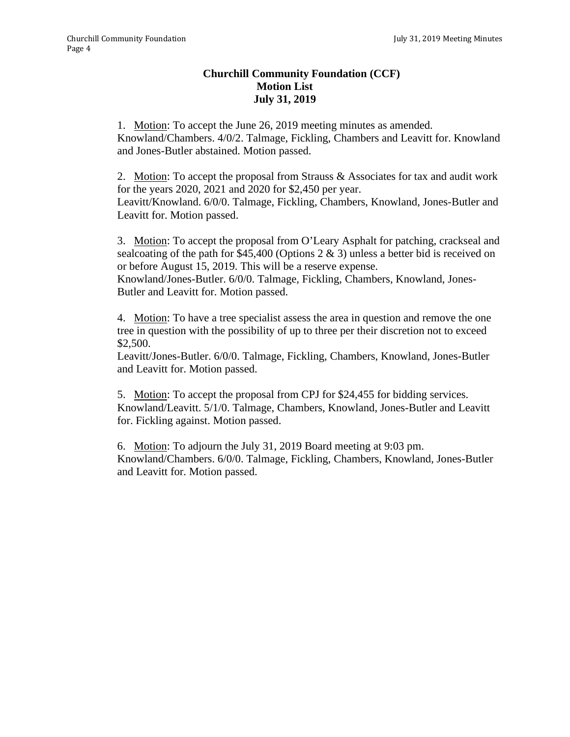**Churchill Community Foundation (CCF)**
**Motion List**
**July 31, 2019**

1. Motion: To accept the June 26, 2019 meeting minutes as amended. Knowland/Chambers. 4/0/2. Talmage, Fickling, Chambers and Leavitt for. Knowland and Jones-Butler abstained. Motion passed.

2. Motion: To accept the proposal from Strauss & Associates for tax and audit work for the years 2020, 2021 and 2020 for $2,450 per year.
Leavitt/Knowland. 6/0/0. Talmage, Fickling, Chambers, Knowland, Jones-Butler and Leavitt for. Motion passed.

3. Motion: To accept the proposal from O'Leary Asphalt for patching, crackseal and sealcoating of the path for $45,400 (Options 2 & 3) unless a better bid is received on or before August 15, 2019. This will be a reserve expense.
Knowland/Jones-Butler. 6/0/0. Talmage, Fickling, Chambers, Knowland, Jones-Butler and Leavitt for. Motion passed.

4. Motion: To have a tree specialist assess the area in question and remove the one tree in question with the possibility of up to three per their discretion not to exceed $2,500.
Leavitt/Jones-Butler. 6/0/0. Talmage, Fickling, Chambers, Knowland, Jones-Butler and Leavitt for. Motion passed.

5. Motion: To accept the proposal from CPJ for $24,455 for bidding services.
Knowland/Leavitt. 5/1/0. Talmage, Chambers, Knowland, Jones-Butler and Leavitt for. Fickling against. Motion passed.

6. Motion: To adjourn the July 31, 2019 Board meeting at 9:03 pm.
Knowland/Chambers. 6/0/0. Talmage, Fickling, Chambers, Knowland, Jones-Butler and Leavitt for. Motion passed.